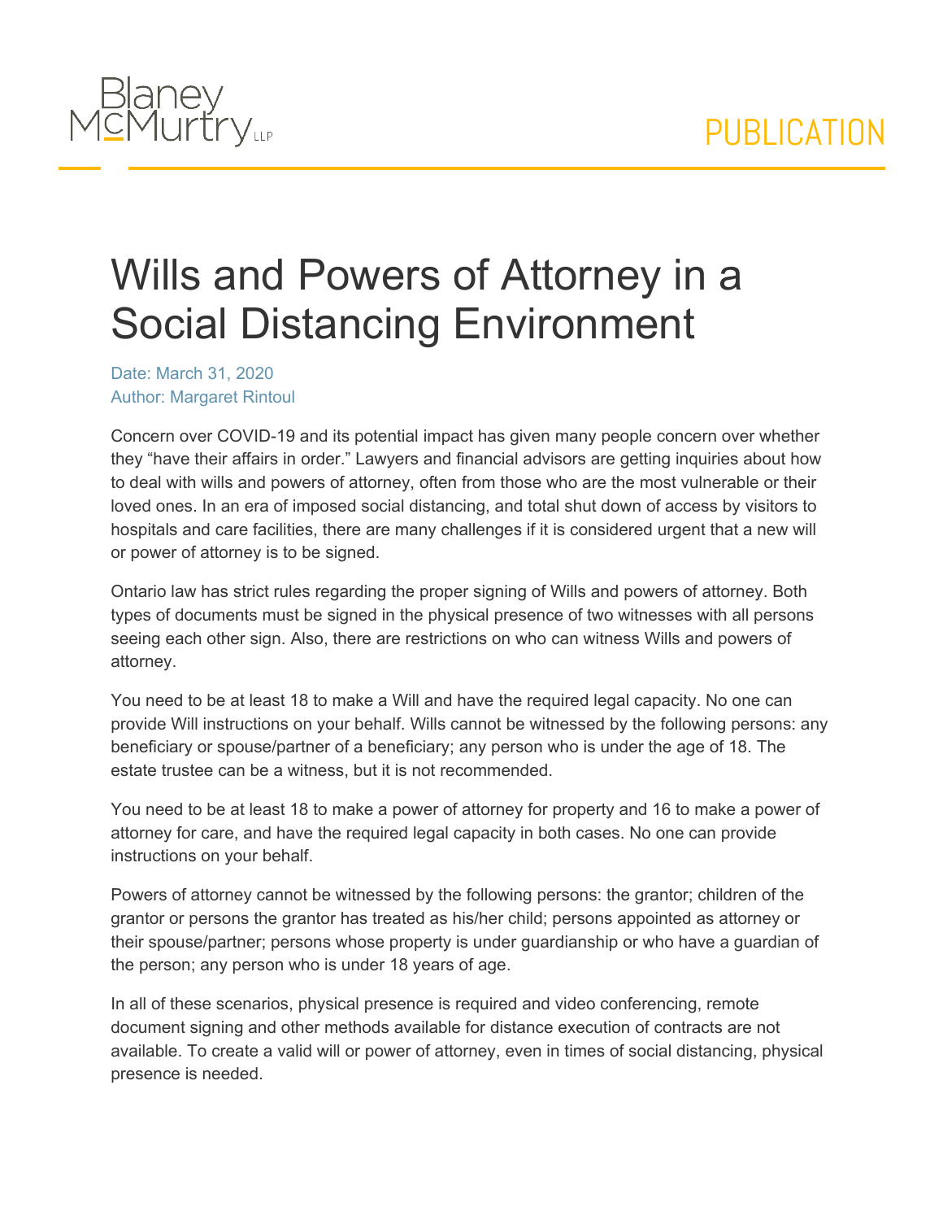# Wills and Powers of Attorney in a Social Distancing Environment

Date: March 31, 2020
Author: Margaret Rintoul

Concern over COVID-19 and its potential impact has given many people concern over whether they "have their affairs in order." Lawyers and financial advisors are getting inquiries about how to deal with wills and powers of attorney, often from those who are the most vulnerable or their loved ones. In an era of imposed social distancing, and total shut down of access by visitors to hospitals and care facilities, there are many challenges if it is considered urgent that a new will or power of attorney is to be signed.

Ontario law has strict rules regarding the proper signing of Wills and powers of attorney. Both types of documents must be signed in the physical presence of two witnesses with all persons seeing each other sign. Also, there are restrictions on who can witness Wills and powers of attorney.

You need to be at least 18 to make a Will and have the required legal capacity. No one can provide Will instructions on your behalf. Wills cannot be witnessed by the following persons: any beneficiary or spouse/partner of a beneficiary; any person who is under the age of 18. The estate trustee can be a witness, but it is not recommended.

You need to be at least 18 to make a power of attorney for property and 16 to make a power of attorney for care, and have the required legal capacity in both cases. No one can provide instructions on your behalf.

Powers of attorney cannot be witnessed by the following persons: the grantor; children of the grantor or persons the grantor has treated as his/her child; persons appointed as attorney or their spouse/partner; persons whose property is under guardianship or who have a guardian of the person; any person who is under 18 years of age.

In all of these scenarios, physical presence is required and video conferencing, remote document signing and other methods available for distance execution of contracts are not available. To create a valid will or power of attorney, even in times of social distancing, physical presence is needed.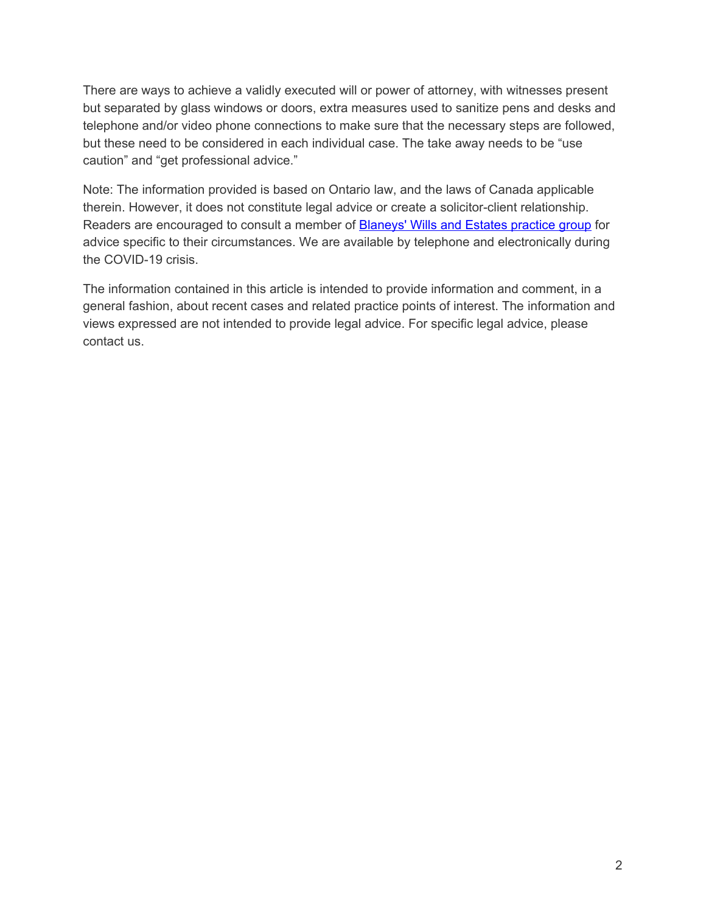There are ways to achieve a validly executed will or power of attorney, with witnesses present but separated by glass windows or doors, extra measures used to sanitize pens and desks and telephone and/or video phone connections to make sure that the necessary steps are followed, but these need to be considered in each individual case. The take away needs to be "use caution" and "get professional advice."

Note: The information provided is based on Ontario law, and the laws of Canada applicable therein. However, it does not constitute legal advice or create a solicitor-client relationship. Readers are encouraged to consult a member of Blaneys' Wills and Estates practice group for advice specific to their circumstances. We are available by telephone and electronically during the COVID-19 crisis.

The information contained in this article is intended to provide information and comment, in a general fashion, about recent cases and related practice points of interest. The information and views expressed are not intended to provide legal advice. For specific legal advice, please contact us.